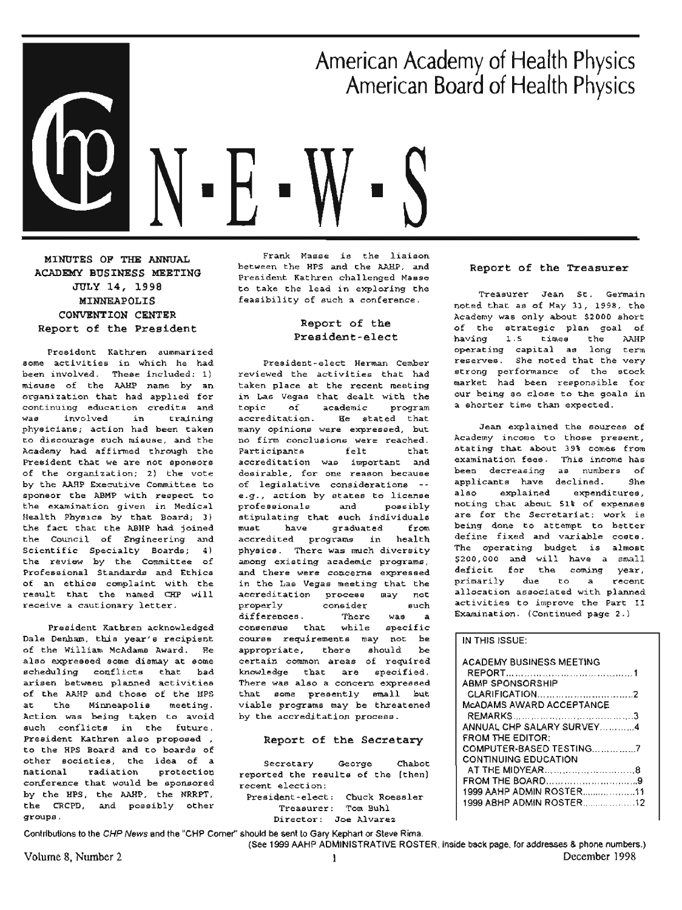# American Academy of Health Physics
# American Board of Health Physics

# CHP N·E·W·S

## MINUTES OF THE ANNUAL ACADEMY BUSINESS MEETING JULY 14, 1998 MINNEAPOLIS CONVENTION CENTER

### Report of the President

President Kathren summarized some activities in which he had been involved. These included: 1) misuse of the AAHP name by an organization that had applied for continuing education credits and was involved in training physicians; action had been taken to discourage such misuse, and the Academy had affirmed through the President that we are not sponsors of the organization; 2) the vote by the AAHP Executive Committee to sponsor the ABMP with respect to the examination given in Medical Health Physics by that Board; 3) the fact that the ABHP had joined the Council of Engineering and Scientific Specialty Boards; 4) the review by the Committee of Professional Standards and Ethics of an ethics complaint with the result that the named CHP will receive a cautionary letter.

President Kathren acknowledged Dale Denham, this year's recipient of the William McAdams Award. He also expressed some dismay at some scheduling conflicts that had arisen between planned activities of the AAHP and those of the HPS at the Minneapolis meeting. Action was being taken to avoid such conflicts in the future. President Kathren also proposed , to the HPS Board and to boards of other societies, the idea of a national radiation protection conference that would be sponsored by the HPS, the AAHP, the NRRPT, the CRCPD, and possibly other groups.

Frank Masse is the liaison between the HPS and the AAHP, and President Kathren challenged Masse to take the lead in exploring the feasibility of such a conference.

### Report of the President-elect

President-elect Herman Cember reviewed the activities that had taken place at the recent meeting in Las Vegas that dealt with the topic of academic program accreditation. He stated that many opinions were expressed, but no firm conclusions were reached. Participants felt that accreditation was important and desirable, for one reason because of legislative considerations -- e.g., action by states to license professionals and possibly stipulating that such individuals must have graduated from accredited programs in health physics. There was much diversity among existing academic programs, and there were concerns expressed in the Las Vegas meeting that the accreditation process may not properly consider such differences. There was a consensus that while specific course requirements may not be appropriate, there should be certain common areas of required knowledge that are specified. There was also a concern expressed that some presently small but viable programs may be threatened by the accreditation process.

### Report of the Secretary

Secretary George Chabot reported the results of the (then) recent election:

President-elect: Chuck Roessler
Treasurer: Tom Buhl
Director: Joe Alvarez

### Report of the Treasurer

Treasurer Jean St. Germain noted that as of May 31, 1998, the Academy was only about $2000 short of the strategic plan goal of having 1.5 times the AAHP operating capital as long term reserves. She noted that the very strong performance of the stock market had been responsible for our being so close to the goals in a shorter time than expected.

Jean explained the sources of Academy income to those present, stating that about 39% comes from examination fees. This income has been decreasing as numbers of applicants have declined. She also explained expenditures, noting that about 51% of expenses are for the Secretariat; work is being done to attempt to better define fixed and variable costs. The operating budget is almost $200,000 and will have a small deficit for the coming year, primarily due to a recent allocation associated with planned activities to improve the Part II Examination. (Continued page 2.)

**IN THIS ISSUE:**

- ACADEMY BUSINESS MEETING REPORT .......... 1
- ABMP SPONSORSHIP CLARIFICATION .......... 2
- McADAMS AWARD ACCEPTANCE REMARKS .......... 3
- ANNUAL CHP SALARY SURVEY .......... 4
- FROM THE EDITOR: COMPUTER-BASED TESTING .......... 7
- CONTINUING EDUCATION AT THE MIDYEAR .......... 8
- FROM THE BOARD .......... 9
- 1999 AAHP ADMIN ROSTER .......... 11
- 1999 ABHP ADMIN ROSTER .......... 12

Contributions to the *CHP News* and the "CHP Corner" should be sent to Gary Kephart or Steve Rima.
(See 1999 AAHP ADMINISTRATIVE ROSTER, inside back page, for addresses & phone numbers.)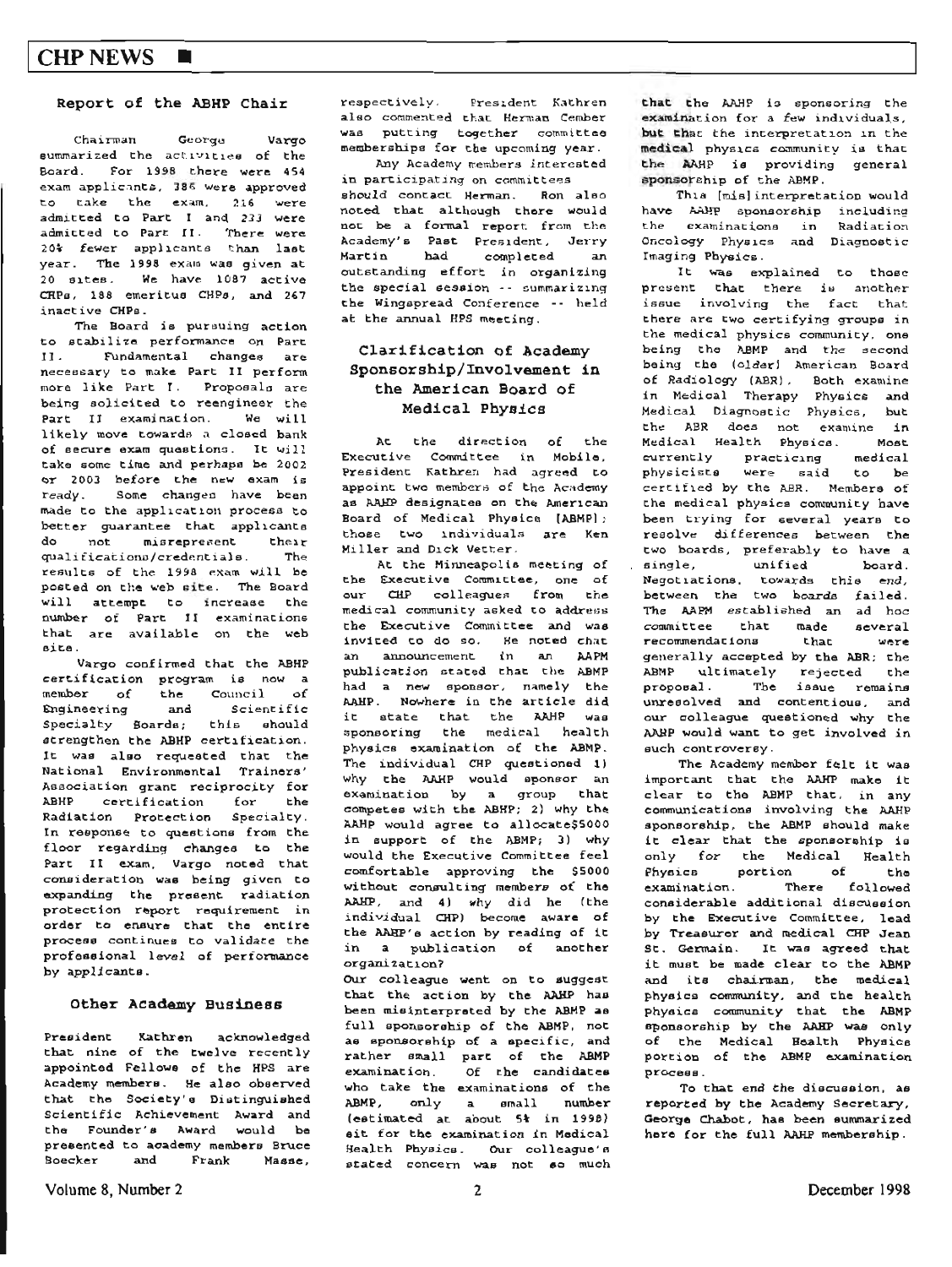## Report of the ABHP Chair

Chairman George Vargo summarized the activities of the Board. For 1998 there were 454 exam applicants, 386 were approved to take the exam, 216 were admitted to Part I and 233 were admitted to Part II. There were 20% fewer applicants than last year. The 1998 exam was given at 20 sites. We have 1087 active CHPs, 188 emeritus CHPs, and 267 inactive CHPs.

The Board is pursuing action to stabilize performance on Part II. Fundamental changes are necessary to make Part II perform more like Part I. Proposals are being solicited to reengineer the Part II examination. We will likely move towards a closed bank of secure exam questions. It will take some time and perhaps be 2002 or 2003 before the new exam is ready. Some changes have been made to the application process to better guarantee that applicants do not misrepresent their qualifications/credentials. The results of the 1998 exam will be posted on the web site. The Board will attempt to increase the number of Part II examinations that are available on the web site.

Vargo confirmed that the ABHP certification program is now a member of the Council of Engineering and Scientific Specialty Boards; this should strengthen the ABHP certification. It was also requested that the National Environmental Trainers' Association grant reciprocity for ABHP certification for the Radiation Protection Specialty. In response to questions from the floor regarding changes to the Part II exam, Vargo noted that consideration was being given to expanding the present radiation protection report requirement in order to ensure that the entire process continues to validate the professional level of performance by applicants.

## Other Academy Business

President Kathren acknowledged that nine of the twelve recently appointed Fellows of the HPS are Academy members. He also observed that the Society's Distinguished Scientific Achievement Award and the Founder's Award would be presented to academy members Bruce Boecker and Frank Masse, respectively. President Kathren also commented that Herman Cember was putting together committee memberships for the upcoming year.

Any Academy members interested in participating on committees should contact Herman. Ron also noted that although there would not be a formal report from the Academy's Past President, Jerry Martin had completed an outstanding effort in organizing the special session -- summarizing the Wingspread Conference -- held at the annual HPS meeting.

## Clarification of Academy Sponsorship/Involvement in the American Board of Medical Physics

At the direction of the Executive Committee in Mobile, President Kathren had agreed to appoint two members of the Academy as AAHP designates on the American Board of Medical Physics (ABMP); those two individuals are Ken Miller and Dick Vetter.

At the Minneapolis meeting of the Executive Committee, one of our CHP colleagues from the medical community asked to address the Executive Committee and was invited to do so. He noted that an announcement in an AAPM publication stated that the ABMP had a new sponsor, namely the AAHP. Nowhere in the article did it state that the AAHP was sponsoring the medical health physics examination of the ABMP. The individual CHP questioned 1) why the AAHP would sponsor an examination by a group that competes with the ABHP; 2) why the AAHP would agree to allocate$5000 in support of the ABMP; 3) why would the Executive Committee feel comfortable approving the $5000 without consulting members of the AAHP, and 4) why did he (the individual CHP) become aware of the AAHP's action by reading of it in a publication of another organization?

Our colleague went on to suggest that the action by the AAHP has been misinterpreted by the ABMP as full sponsorship of the ABMP, not as sponsorship of a specific, and rather small part of the ABMP examination. Of the candidates who take the examinations of the ABMP, only a small number (estimated at about 5% in 1998) sit for the examination in Medical Health Physics. Our colleague's stated concern was not so much that the AAHP is sponsoring the examination for a few individuals, but that the interpretation in the medical physics community is that the AAHP is providing general sponsorship of the ABMP.

This [mis]interpretation would have AAHP sponsorship including the examinations in Radiation Oncology Physics and Diagnostic Imaging Physics.

It was explained to those present that there is another issue involving the fact that there are two certifying groups in the medical physics community, one being the ABMP and the second being the (older) American Board of Radiology (ABR). Both examine in Medical Therapy Physics and Medical Diagnostic Physics, but the ABR does not examine in Medical Health Physics. Most currently practicing medical physicists were said to be certified by the ABR. Members of the medical physics community have been trying for several years to resolve differences between the two boards, preferably to have a single, unified board. Negotiations, towards this end, between the two boards failed. The AAPM established an ad hoc committee that made several recommendations that were generally accepted by the ABR; the ABMP ultimately rejected the proposal. The issue remains unresolved and contentious, and our colleague questioned why the AAHP would want to get involved in such controversy.

The Academy member felt it was important that the AAHP make it clear to the ABMP that, in any communications involving the AAHP sponsorship, the ABMP should make it clear that the sponsorship is only for the Medical Health Physics portion of the examination. There followed considerable additional discussion by the Executive Committee, lead by Treasurer and medical CHP Jean St. Germain. It was agreed that it must be made clear to the ABMP and its chairman, the medical physics community, and the health physics community that the ABMP sponsorship by the AAHP was only of the Medical Health Physics portion of the ABMP examination process.

To that end the discussion, as reported by the Academy Secretary, George Chabot, has been summarized here for the full AAHP membership.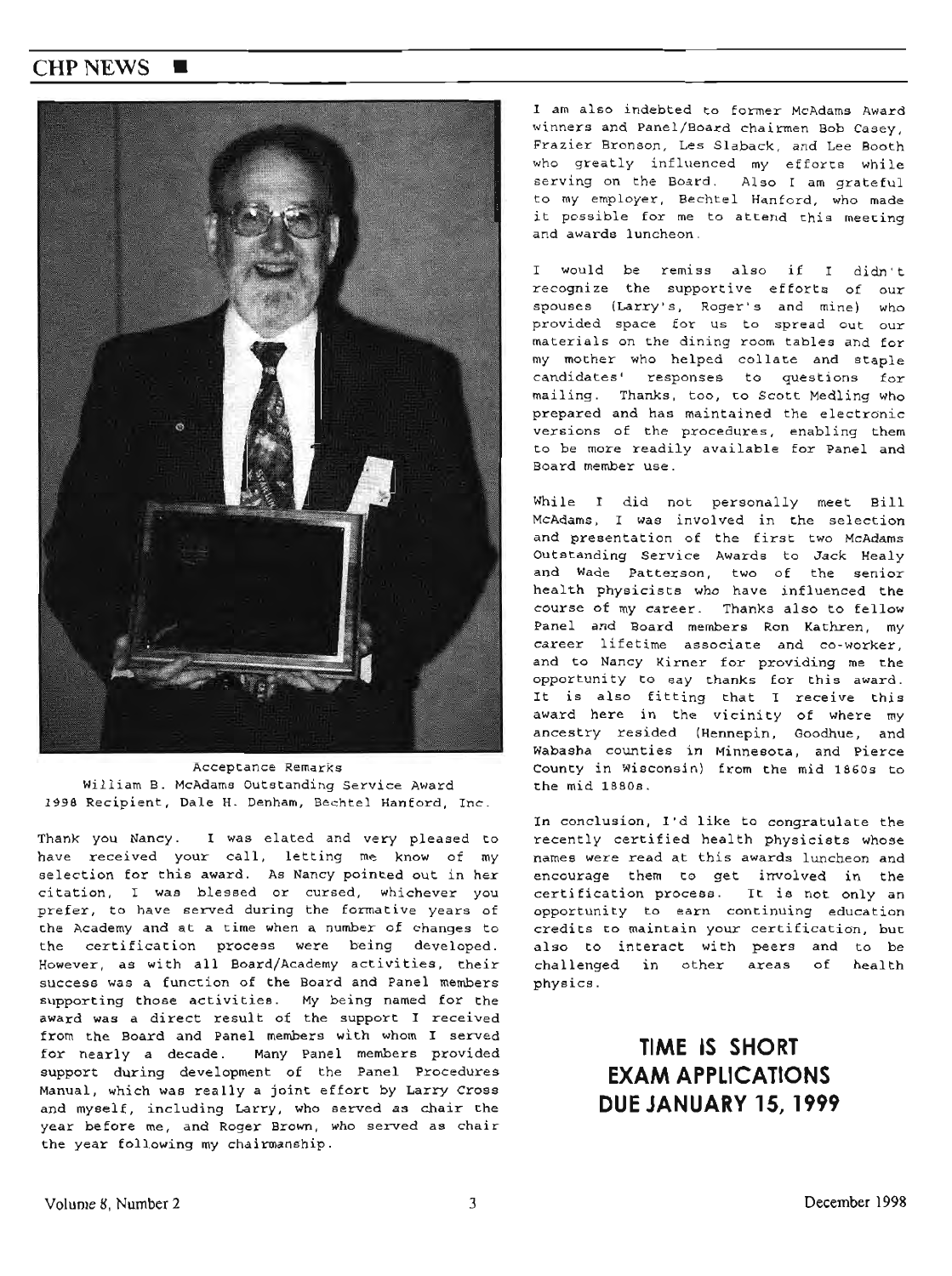Acceptance Remarks
William B. McAdams Outstanding Service Award
1998 Recipient, Dale H. Denham, Bechtel Hanford, Inc.

Thank you Nancy. I was elated and very pleased to have received your call, letting me know of my selection for this award. As Nancy pointed out in her citation, I was blessed or cursed, whichever you prefer, to have served during the formative years of the Academy and at a time when a number of changes to the certification process were being developed. However, as with all Board/Academy activities, their success was a function of the Board and Panel members supporting those activities. My being named for the award was a direct result of the support I received from the Board and Panel members with whom I served for nearly a decade. Many Panel members provided support during development of the Panel Procedures Manual, which was really a joint effort by Larry Cross and myself, including Larry, who served as chair the year before me, and Roger Brown, who served as chair the year following my chairmanship.

I am also indebted to former McAdams Award winners and Panel/Board chairmen Bob Casey, Frazier Bronson, Les Slaback, and Lee Booth who greatly influenced my efforts while serving on the Board. Also I am grateful to my employer, Bechtel Hanford, who made it possible for me to attend this meeting and awards luncheon.

I would be remiss also if I didn't recognize the supportive efforts of our spouses (Larry's, Roger's and mine) who provided space for us to spread out our materials on the dining room tables and for my mother who helped collate and staple candidates' responses to questions for mailing. Thanks, too, to Scott Medling who prepared and has maintained the electronic versions of the procedures, enabling them to be more readily available for Panel and Board member use.

While I did not personally meet Bill McAdams, I was involved in the selection and presentation of the first two McAdams Outstanding Service Awards to Jack Healy and Wade Patterson, two of the senior health physicists who have influenced the course of my career. Thanks also to fellow Panel and Board members Ron Kathren, my career lifetime associate and co-worker, and to Nancy Kirner for providing me the opportunity to say thanks for this award. It is also fitting that I receive this award here in the vicinity of where my ancestry resided (Hennepin, Goodhue, and Wabasha counties in Minnesota, and Pierce County in Wisconsin) from the mid 1860s to the mid 1880s.

In conclusion, I'd like to congratulate the recently certified health physicists whose names were read at this awards luncheon and encourage them to get involved in the certification process. It is not only an opportunity to earn continuing education credits to maintain your certification, but also to interact with peers and to be challenged in other areas of health physics.

## TIME IS SHORT EXAM APPLICATIONS DUE JANUARY 15, 1999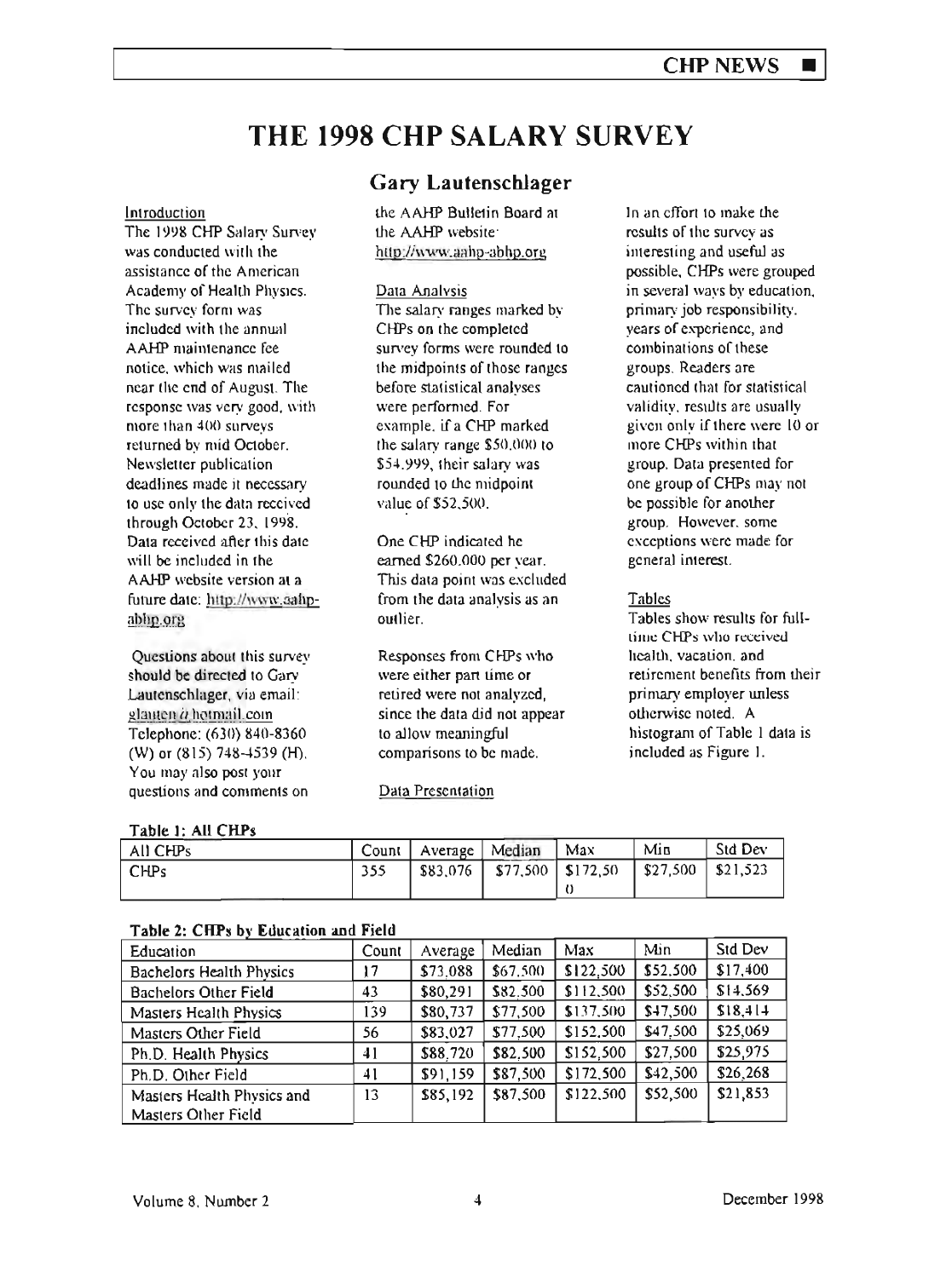# THE 1998 CHP SALARY SURVEY

## Gary Lautenschlager

### Introduction

The 1998 CHP Salary Survey was conducted with the assistance of the American Academy of Health Physics. The survey form was included with the annual AAHP maintenance fee notice, which was mailed near the end of August. The response was very good, with more than 400 surveys returned by mid October. Newsletter publication deadlines made it necessary to use only the data received through October 23, 1998. Data received after this date will be included in the AAHP website version at a future date: http://www.aahp-abhp.org

Questions about this survey should be directed to Gary Lautenschlager, via email: glauten@hotmail.com Telephone: (630) 840-8360 (W) or (815) 748-4539 (H). You may also post your questions and comments on the AAHP Bulletin Board at the AAHP website: http://www.aahp-abhp.org

### Data Analysis

The salary ranges marked by CHPs on the completed survey forms were rounded to the midpoints of those ranges before statistical analyses were performed. For example, if a CHP marked the salary range $50,000 to $54,999, their salary was rounded to the midpoint value of $52,500.

One CHP indicated he earned $260,000 per year. This data point was excluded from the data analysis as an outlier.

Responses from CHPs who were either part time or retired were not analyzed, since the data did not appear to allow meaningful comparisons to be made.

### Data Presentation

In an effort to make the results of the survey as interesting and useful as possible, CHPs were grouped in several ways by education, primary job responsibility, years of experience, and combinations of these groups. Readers are cautioned that for statistical validity, results are usually given only if there were 10 or more CHPs within that group. Data presented for one group of CHPs may not be possible for another group. However, some exceptions were made for general interest.

### Tables

Tables show results for full-time CHPs who received health, vacation, and retirement benefits from their primary employer unless otherwise noted. A histogram of Table 1 data is included as Figure 1.

**Table 1: All CHPs**

| All CHPs | Count | Average | Median | Max | Min | Std Dev |
|---|---|---|---|---|---|---|
| CHPs | 355 | $83,076 | $77,500 | $172,500 | $27,500 | $21,523 |

**Table 2: CHPs by Education and Field**

| Education | Count | Average | Median | Max | Min | Std Dev |
|---|---|---|---|---|---|---|
| Bachelors Health Physics | 17 | $73,088 | $67,500 | $122,500 | $52,500 | $17,400 |
| Bachelors Other Field | 43 | $80,291 | $82,500 | $112,500 | $52,500 | $14,569 |
| Masters Health Physics | 139 | $80,737 | $77,500 | $137,500 | $47,500 | $18,414 |
| Masters Other Field | 56 | $83,027 | $77,500 | $152,500 | $47,500 | $25,069 |
| Ph.D. Health Physics | 41 | $88,720 | $82,500 | $152,500 | $27,500 | $25,975 |
| Ph.D. Other Field | 41 | $91,159 | $87,500 | $172,500 | $42,500 | $26,268 |
| Masters Health Physics and Masters Other Field | 13 | $85,192 | $87,500 | $122,500 | $52,500 | $21,853 |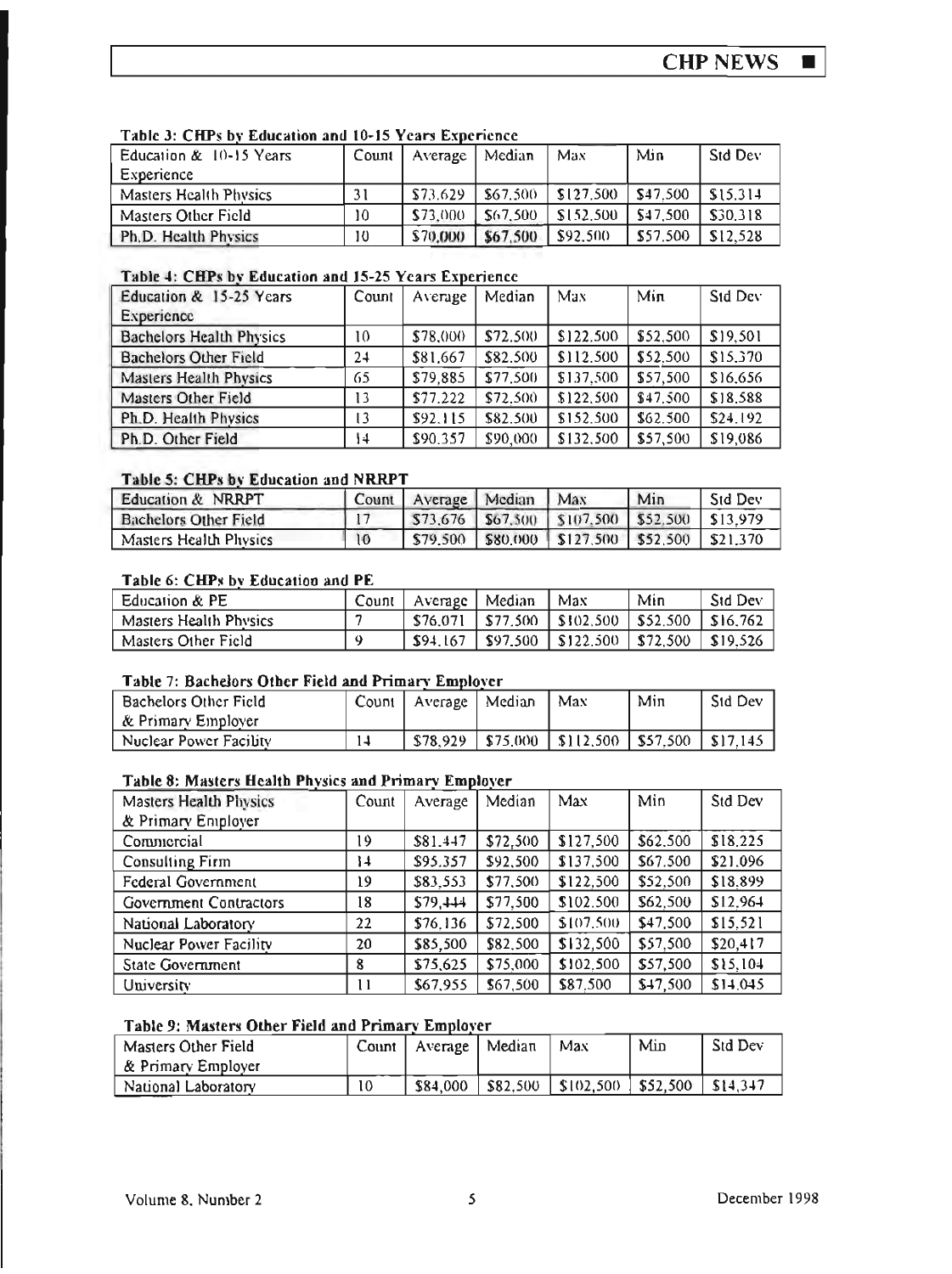#### Table 3: CHPs by Education and 10-15 Years Experience

| Education & 10-15 Years Experience | Count | Average | Median | Max | Min | Std Dev |
|---|---|---|---|---|---|---|
| Masters Health Physics | 31 | \$73,629 | \$67,500 | \$127,500 | \$47,500 | \$15,314 |
| Masters Other Field | 10 | \$73,000 | \$67,500 | \$152,500 | \$47,500 | \$30,318 |
| Ph.D. Health Physics | 10 | \$70,000 | \$67,500 | \$92,500 | \$57,500 | \$12,528 |

#### Table 4: CHPs by Education and 15-25 Years Experience

| Education & 15-25 Years Experience | Count | Average | Median | Max | Min | Std Dev |
|---|---|---|---|---|---|---|
| Bachelors Health Physics | 10 | \$78,000 | \$72,500 | \$122,500 | \$52,500 | \$19,501 |
| Bachelors Other Field | 24 | \$81,667 | \$82,500 | \$112,500 | \$52,500 | \$15,370 |
| Masters Health Physics | 65 | \$79,885 | \$77,500 | \$137,500 | \$57,500 | \$16,656 |
| Masters Other Field | 13 | \$77,222 | \$72,500 | \$122,500 | \$47,500 | \$18,588 |
| Ph.D. Health Physics | 13 | \$92,115 | \$82,500 | \$152,500 | \$62,500 | \$24,192 |
| Ph.D. Other Field | 14 | \$90,357 | \$90,000 | \$132,500 | \$57,500 | \$19,086 |

#### Table 5: CHPs by Education and NRRPT

| Education & NRRPT | Count | Average | Median | Max | Min | Std Dev |
|---|---|---|---|---|---|---|
| Bachelors Other Field | 17 | \$73,676 | \$67,500 | \$107,500 | \$52,500 | \$13,979 |
| Masters Health Physics | 10 | \$79,500 | \$80,000 | \$127,500 | \$52,500 | \$21,370 |

#### Table 6: CHPs by Education and PE

| Education & PE | Count | Average | Median | Max | Min | Std Dev |
|---|---|---|---|---|---|---|
| Masters Health Physics | 7 | \$76,071 | \$77,500 | \$102,500 | \$52,500 | \$16,762 |
| Masters Other Field | 9 | \$94,167 | \$97,500 | \$122,500 | \$72,500 | \$19,526 |

#### Table 7: Bachelors Other Field and Primary Employer

| Bachelors Other Field & Primary Employer | Count | Average | Median | Max | Min | Std Dev |
|---|---|---|---|---|---|---|
| Nuclear Power Facility | 14 | \$78,929 | \$75,000 | \$112,500 | \$57,500 | \$17,145 |

#### Table 8: Masters Health Physics and Primary Employer

| Masters Health Physics & Primary Employer | Count | Average | Median | Max | Min | Std Dev |
|---|---|---|---|---|---|---|
| Commercial | 19 | \$81,447 | \$72,500 | \$127,500 | \$62,500 | \$18,225 |
| Consulting Firm | 14 | \$95,357 | \$92,500 | \$137,500 | \$67,500 | \$21,096 |
| Federal Government | 19 | \$83,553 | \$77,500 | \$122,500 | \$52,500 | \$18,899 |
| Government Contractors | 18 | \$79,444 | \$77,500 | \$102,500 | \$62,500 | \$12,964 |
| National Laboratory | 22 | \$76,136 | \$72,500 | \$107,500 | \$47,500 | \$15,521 |
| Nuclear Power Facility | 20 | \$85,500 | \$82,500 | \$132,500 | \$57,500 | \$20,417 |
| State Government | 8 | \$75,625 | \$75,000 | \$102,500 | \$57,500 | \$15,104 |
| University | 11 | \$67,955 | \$67,500 | \$87,500 | \$47,500 | \$14,045 |

#### Table 9: Masters Other Field and Primary Employer

| Masters Other Field & Primary Employer | Count | Average | Median | Max | Min | Std Dev |
|---|---|---|---|---|---|---|
| National Laboratory | 10 | \$84,000 | \$82,500 | \$102,500 | \$52,500 | \$14,347 |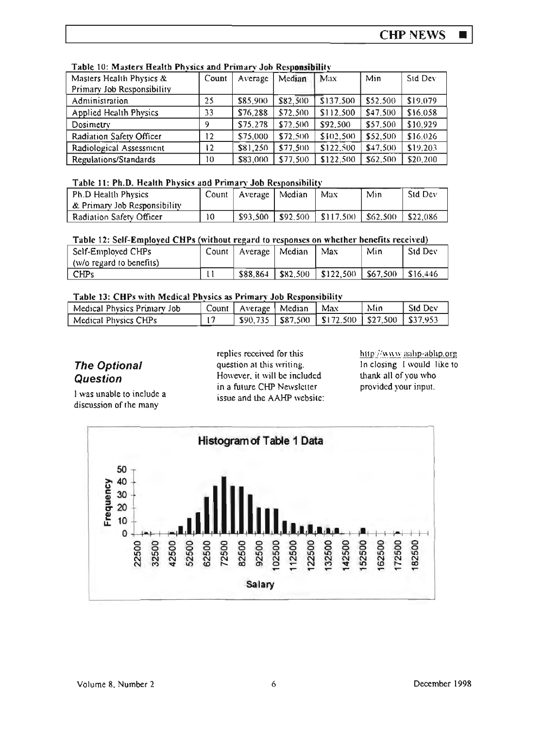**Table 10: Masters Health Physics and Primary Job Responsibility**

| Masters Health Physics & Primary Job Responsibility | Count | Average | Median | Max | Min | Std Dev |
|---|---|---|---|---|---|---|
| Administration | 25 | $85,900 | $82,500 | $137,500 | $52,500 | $19,079 |
| Applied Health Physics | 33 | $76,288 | $72,500 | $112,500 | $47,500 | $16,058 |
| Dosimetry | 9 | $75,278 | $72,500 | $92,500 | $57,500 | $10,929 |
| Radiation Safety Officer | 12 | $75,000 | $72,500 | $102,500 | $52,500 | $16,026 |
| Radiological Assessment | 12 | $81,250 | $77,500 | $122,500 | $47,500 | $19,203 |
| Regulations/Standards | 10 | $83,000 | $77,500 | $122,500 | $62,500 | $20,200 |

**Table 11: Ph.D. Health Physics and Primary Job Responsibility**

| Ph.D Health Physics & Primary Job Responsibility | Count | Average | Median | Max | Min | Std Dev |
|---|---|---|---|---|---|---|
| Radiation Safety Officer | 10 | $93,500 | $92,500 | $117,500 | $62,500 | $22,086 |

**Table 12: Self-Employed CHPs (without regard to responses on whether benefits received)**

| Self-Employed CHPs (w/o regard to benefits) | Count | Average | Median | Max | Min | Std Dev |
|---|---|---|---|---|---|---|
| CHPs | 11 | $88,864 | $82,500 | $122,500 | $67,500 | $16,446 |

**Table 13: CHPs with Medical Physics as Primary Job Responsibility**

| Medical Physics Primary Job | Count | Average | Median | Max | Min | Std Dev |
|---|---|---|---|---|---|---|
| Medical Physics CHPs | 17 | $90,735 | $87,500 | $172,500 | $27,500 | $37,953 |

## *The Optional Question*

I was unable to include a discussion of the many replies received for this question at this writing. However, it will be included in a future CHP Newsletter issue and the AAHP website: http://www.aahp-abhp.org In closing I would like to thank all of you who provided your input.

**Histogram of Table 1 Data**

Frequency vs. Salary (22500 to 182500)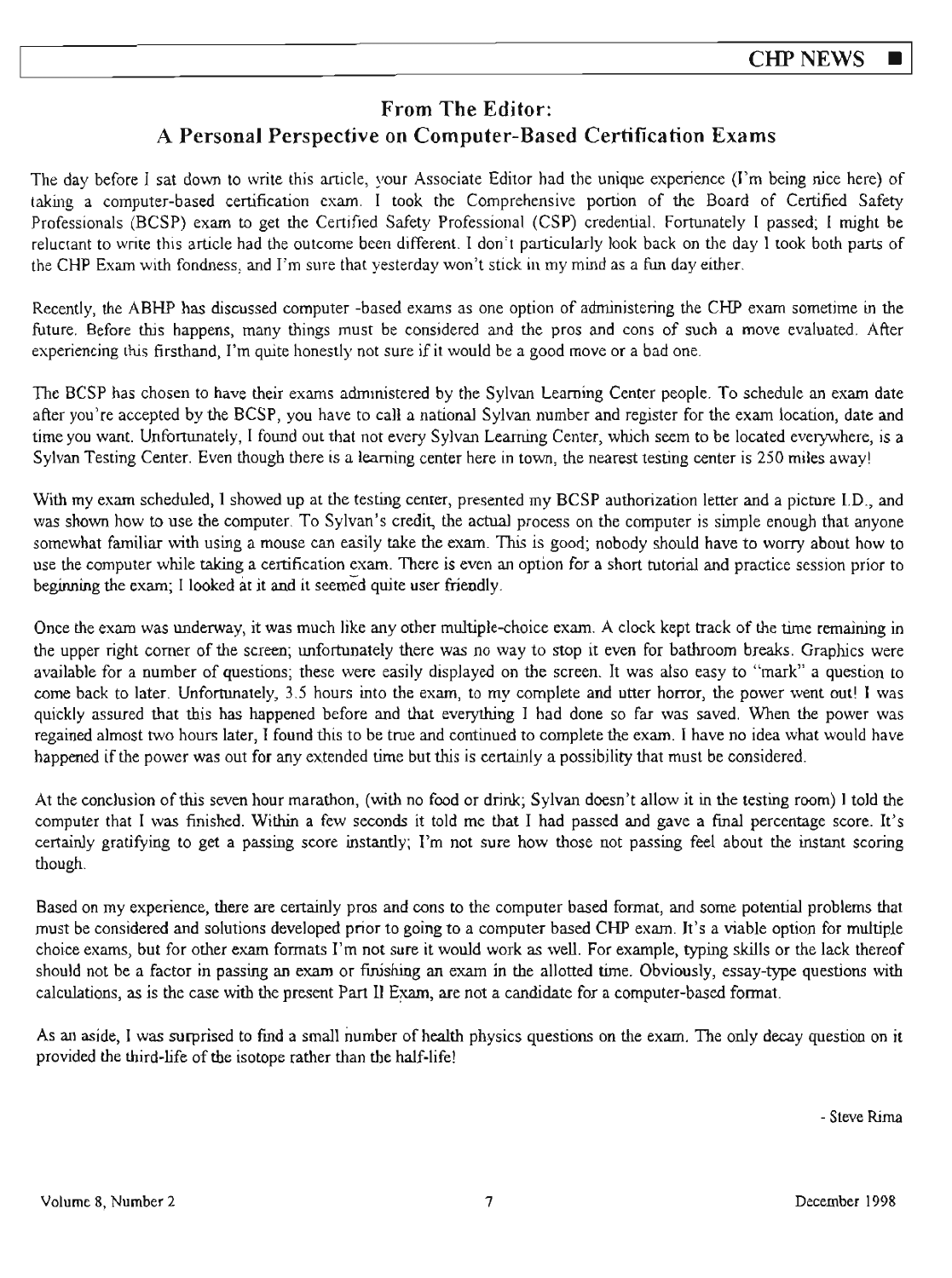## From The Editor:
## A Personal Perspective on Computer-Based Certification Exams

The day before I sat down to write this article, your Associate Editor had the unique experience (I'm being nice here) of taking a computer-based certification exam. I took the Comprehensive portion of the Board of Certified Safety Professionals (BCSP) exam to get the Certified Safety Professional (CSP) credential. Fortunately I passed; I might be reluctant to write this article had the outcome been different. I don't particularly look back on the day I took both parts of the CHP Exam with fondness, and I'm sure that yesterday won't stick in my mind as a fun day either.

Recently, the ABHP has discussed computer -based exams as one option of administering the CHP exam sometime in the future. Before this happens, many things must be considered and the pros and cons of such a move evaluated. After experiencing this firsthand, I'm quite honestly not sure if it would be a good move or a bad one.

The BCSP has chosen to have their exams administered by the Sylvan Learning Center people. To schedule an exam date after you're accepted by the BCSP, you have to call a national Sylvan number and register for the exam location, date and time you want. Unfortunately, I found out that not every Sylvan Learning Center, which seem to be located everywhere, is a Sylvan Testing Center. Even though there is a learning center here in town, the nearest testing center is 250 miles away!

With my exam scheduled, I showed up at the testing center, presented my BCSP authorization letter and a picture I.D., and was shown how to use the computer. To Sylvan's credit, the actual process on the computer is simple enough that anyone somewhat familiar with using a mouse can easily take the exam. This is good; nobody should have to worry about how to use the computer while taking a certification exam. There is even an option for a short tutorial and practice session prior to beginning the exam; I looked at it and it seemed quite user friendly.

Once the exam was underway, it was much like any other multiple-choice exam. A clock kept track of the time remaining in the upper right corner of the screen; unfortunately there was no way to stop it even for bathroom breaks. Graphics were available for a number of questions; these were easily displayed on the screen. It was also easy to "mark" a question to come back to later. Unfortunately, 3.5 hours into the exam, to my complete and utter horror, the power went out! I was quickly assured that this has happened before and that everything I had done so far was saved. When the power was regained almost two hours later, I found this to be true and continued to complete the exam. I have no idea what would have happened if the power was out for any extended time but this is certainly a possibility that must be considered.

At the conclusion of this seven hour marathon, (with no food or drink; Sylvan doesn't allow it in the testing room) I told the computer that I was finished. Within a few seconds it told me that I had passed and gave a final percentage score. It's certainly gratifying to get a passing score instantly; I'm not sure how those not passing feel about the instant scoring though.

Based on my experience, there are certainly pros and cons to the computer based format, and some potential problems that must be considered and solutions developed prior to going to a computer based CHP exam. It's a viable option for multiple choice exams, but for other exam formats I'm not sure it would work as well. For example, typing skills or the lack thereof should not be a factor in passing an exam or finishing an exam in the allotted time. Obviously, essay-type questions with calculations, as is the case with the present Part II Exam, are not a candidate for a computer-based format.

As an aside, I was surprised to find a small number of health physics questions on the exam. The only decay question on it provided the third-life of the isotope rather than the half-life!

- Steve Rima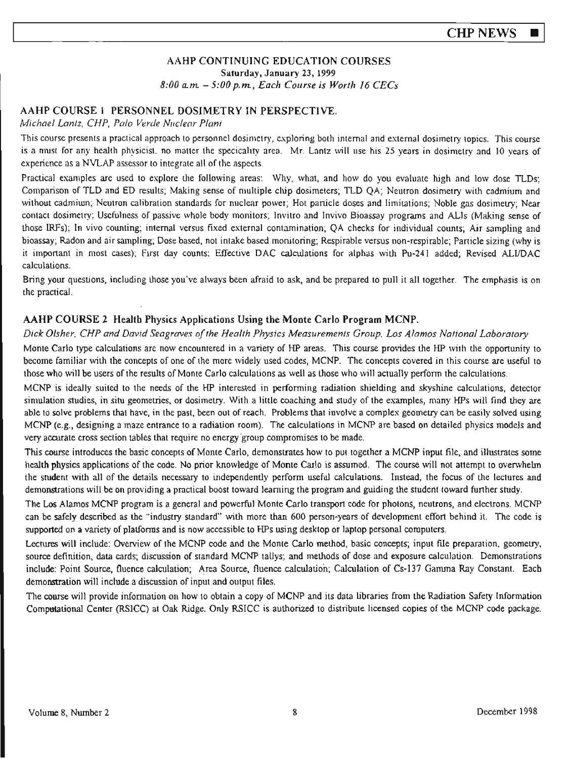## AAHP CONTINUING EDUCATION COURSES

**Saturday, January 23, 1999**

*8:00 a.m. – 5:00 p.m., Each Course is Worth 16 CECs*

### AAHP COURSE 1 PERSONNEL DOSIMETRY IN PERSPECTIVE.

*Michael Lantz, CHP, Palo Verde Nuclear Plant*

This course presents a practical approach to personnel dosimetry, exploring both internal and external dosimetry topics. This course is a must for any health physicist, no matter the specicality area. Mr. Lantz will use his 25 years in dosimetry and 10 years of experience as a NVLAP assessor to integrate all of the aspects.

Practical examples are used to explore the following areas: Why, what, and how do you evaluate high and low dose TLDs; Comparison of TLD and ED results; Making sense of multiple chip dosimeters; TLD QA; Neutron dosimetry with cadmium and without cadmium; Neutron calibration standards for nuclear power; Hot particle doses and limitations; Noble gas dosimetry; Near contact dosimetry; Usefulness of passive whole body monitors; Invitro and Invivo Bioassay programs and ALIs (Making sense of those IRFs); In vivo counting; internal versus fixed external contamination; QA checks for individual counts; Air sampling and bioassay; Radon and air sampling; Dose based, not intake based monitoring; Respirable versus non-respirable; Particle sizing (why is it important in most cases); First day counts; Effective DAC calculations for alphas with Pu-241 added; Revised ALI/DAC calculations.

Bring your questions, including those you've always been afraid to ask, and be prepared to pull it all together. The emphasis is on the practical.

### AAHP COURSE 2 Health Physics Applications Using the Monte Carlo Program MCNP.

*Dick Olsher, CHP and David Seagraves of the Health Physics Measurements Group, Los Alamos National Laboratory*

Monte Carlo type calculations are now encountered in a variety of HP areas. This course provides the HP with the opportunity to become familiar with the concepts of one of the more widely used codes, MCNP. The concepts covered in this course are useful to those who will be users of the results of Monte Carlo calculations as well as those who will actually perform the calculations.

MCNP is ideally suited to the needs of the HP interested in performing radiation shielding and skyshine calculations, detector simulation studies, in situ geometries, or dosimetry. With a little coaching and study of the examples, many HPs will find they are able to solve problems that have, in the past, been out of reach. Problems that involve a complex geometry can be easily solved using MCNP (e.g., designing a maze entrance to a radiation room). The calculations in MCNP are based on detailed physics models and very accurate cross section tables that require no energy group compromises to be made.

This course introduces the basic concepts of Monte Carlo, demonstrates how to put together a MCNP input file, and illustrates some health physics applications of the code. No prior knowledge of Monte Carlo is assumed. The course will not attempt to overwhelm the student with all of the details necessary to independently perform useful calculations. Instead, the focus of the lectures and demonstrations will be on providing a practical boost toward learning the program and guiding the student toward further study.

The Los Alamos MCNP program is a general and powerful Monte Carlo transport code for photons, neutrons, and electrons. MCNP can be safely described as the "industry standard" with more than 600 person-years of development effort behind it. The code is supported on a variety of platforms and is now accessible to HPs using desktop or laptop personal computers.

Lectures will include: Overview of the MCNP code and the Monte Carlo method, basic concepts; input file preparation, geometry, source definition, data cards; discussion of standard MCNP tallys; and methods of dose and exposure calculation. Demonstrations include: Point Source, fluence calculation; Area Source, fluence calculation; Calculation of Cs-137 Gamma Ray Constant. Each demonstration will include a discussion of input and output files.

The course will provide information on how to obtain a copy of MCNP and its data libraries from the Radiation Safety Information Computational Center (RSICC) at Oak Ridge. Only RSICC is authorized to distribute licensed copies of the MCNP code package.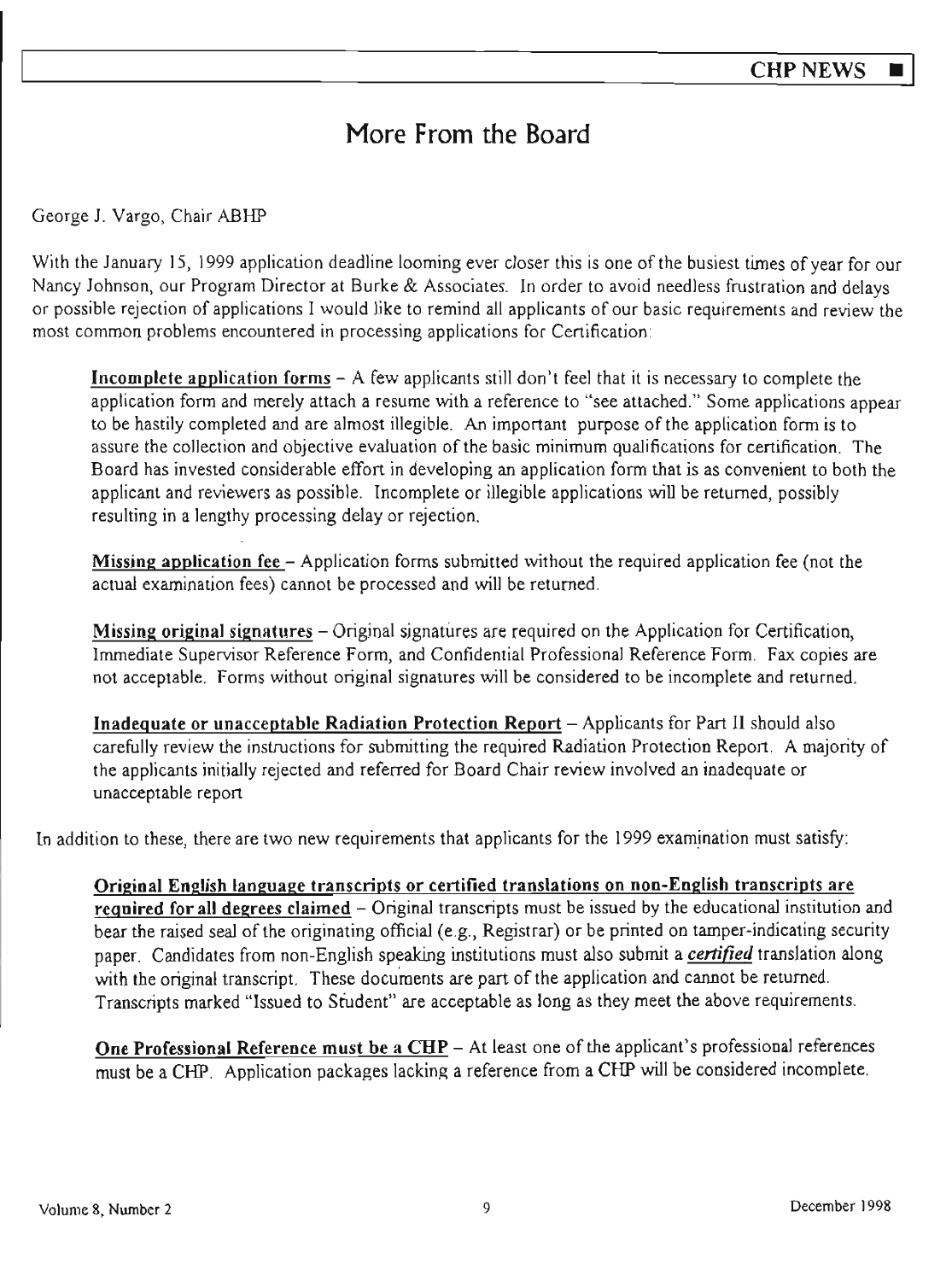# More From the Board

George J. Vargo, Chair ABHP

With the January 15, 1999 application deadline looming ever closer this is one of the busiest times of year for our Nancy Johnson, our Program Director at Burke & Associates. In order to avoid needless frustration and delays or possible rejection of applications I would like to remind all applicants of our basic requirements and review the most common problems encountered in processing applications for Certification:

**Incomplete application forms** – A few applicants still don't feel that it is necessary to complete the application form and merely attach a resume with a reference to "see attached." Some applications appear to be hastily completed and are almost illegible. An important purpose of the application form is to assure the collection and objective evaluation of the basic minimum qualifications for certification. The Board has invested considerable effort in developing an application form that is as convenient to both the applicant and reviewers as possible. Incomplete or illegible applications will be returned, possibly resulting in a lengthy processing delay or rejection.

**Missing application fee** – Application forms submitted without the required application fee (not the actual examination fees) cannot be processed and will be returned.

**Missing original signatures** – Original signatures are required on the Application for Certification, Immediate Supervisor Reference Form, and Confidential Professional Reference Form. Fax copies are not acceptable. Forms without original signatures will be considered to be incomplete and returned.

**Inadequate or unacceptable Radiation Protection Report** – Applicants for Part II should also carefully review the instructions for submitting the required Radiation Protection Report. A majority of the applicants initially rejected and referred for Board Chair review involved an inadequate or unacceptable report

In addition to these, there are two new requirements that applicants for the 1999 examination must satisfy:

**Original English language transcripts or certified translations on non-English transcripts are required for all degrees claimed** – Original transcripts must be issued by the educational institution and bear the raised seal of the originating official (e.g., Registrar) or be printed on tamper-indicating security paper. Candidates from non-English speaking institutions must also submit a ***certified*** translation along with the original transcript. These documents are part of the application and cannot be returned. Transcripts marked "Issued to Student" are acceptable as long as they meet the above requirements.

**One Professional Reference must be a CHP** – At least one of the applicant's professional references must be a CHP. Application packages lacking a reference from a CHP will be considered incomplete.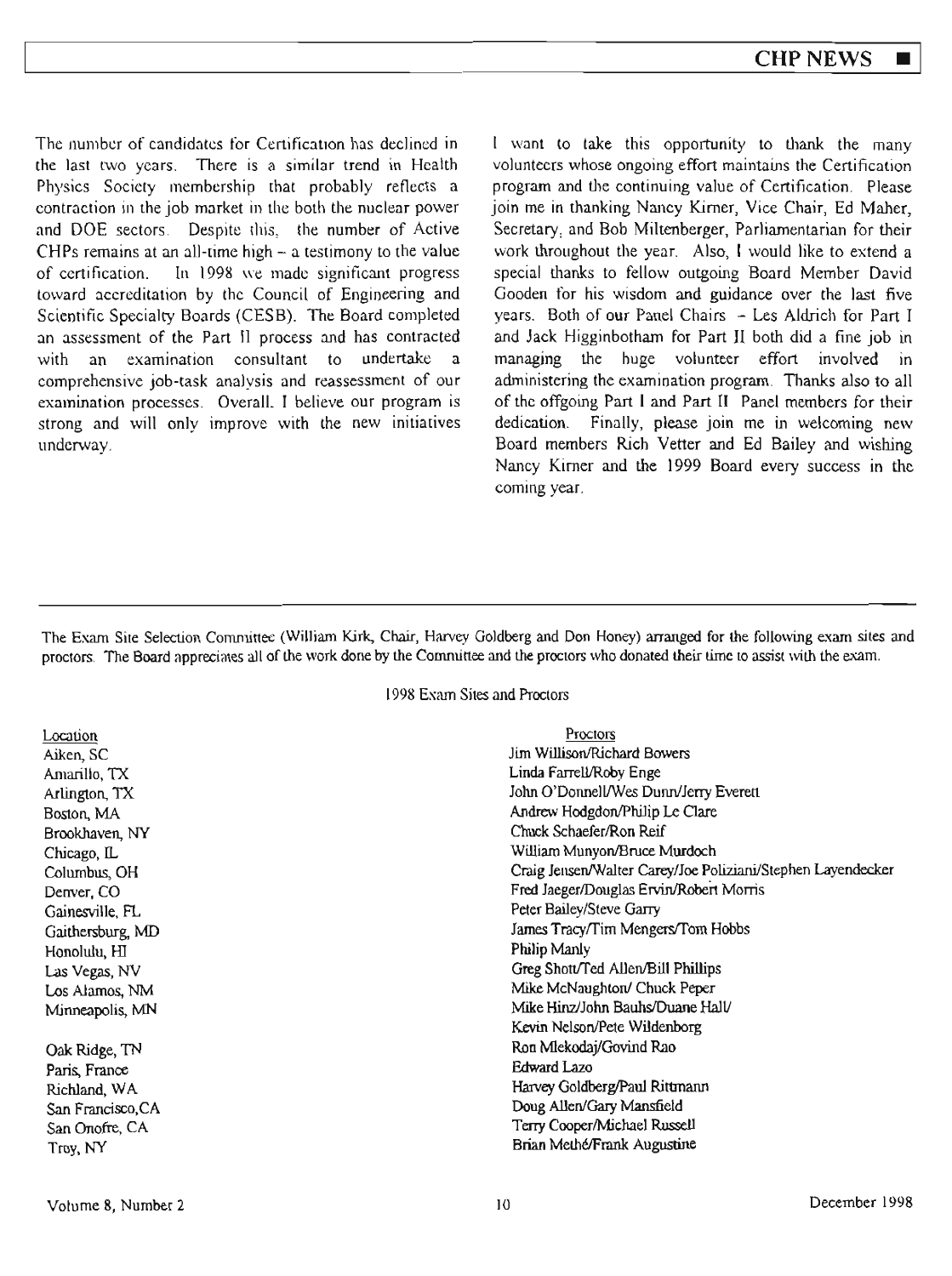The number of candidates for Certification has declined in the last two years. There is a similar trend in Health Physics Society membership that probably reflects a contraction in the job market in the both the nuclear power and DOE sectors. Despite this, the number of Active CHPs remains at an all-time high – a testimony to the value of certification. In 1998 we made significant progress toward accreditation by the Council of Engineering and Scientific Specialty Boards (CESB). The Board completed an assessment of the Part II process and has contracted with an examination consultant to undertake a comprehensive job-task analysis and reassessment of our examination processes. Overall, I believe our program is strong and will only improve with the new initiatives underway.

I want to take this opportunity to thank the many volunteers whose ongoing effort maintains the Certification program and the continuing value of Certification. Please join me in thanking Nancy Kirner, Vice Chair, Ed Maher, Secretary, and Bob Miltenberger, Parliamentarian for their work throughout the year. Also, I would like to extend a special thanks to fellow outgoing Board Member David Gooden for his wisdom and guidance over the last five years. Both of our Panel Chairs – Les Aldrich for Part I and Jack Higginbotham for Part II both did a fine job in managing the huge volunteer effort involved in administering the examination program. Thanks also to all of the offgoing Part I and Part II Panel members for their dedication. Finally, please join me in welcoming new Board members Rich Vetter and Ed Bailey and wishing Nancy Kirner and the 1999 Board every success in the coming year.

---

The Exam Site Selection Committee (William Kirk, Chair, Harvey Goldberg and Don Honey) arranged for the following exam sites and proctors. The Board appreciates all of the work done by the Committee and the proctors who donated their time to assist with the exam.

1998 Exam Sites and Proctors

| Location | Proctors |
|---|---|
| Aiken, SC | Jim Willison/Richard Bowers |
| Amarillo, TX | Linda Farrell/Roby Enge |
| Arlington, TX | John O'Donnell/Wes Dunn/Jerry Everett |
| Boston, MA | Andrew Hodgdon/Philip Le Clare |
| Brookhaven, NY | Chuck Schaefer/Ron Reif |
| Chicago, IL | William Munyon/Bruce Murdoch |
| Columbus, OH | Craig Jensen/Walter Carey/Joe Poliziani/Stephen Layendecker |
| Denver, CO | Fred Jaeger/Douglas Ervin/Robert Morris |
| Gainesville, FL | Peter Bailey/Steve Garry |
| Gaithersburg, MD | James Tracy/Tim Mengers/Tom Hobbs |
| Honolulu, HI | Philip Manly |
| Las Vegas, NV | Greg Shott/Ted Allen/Bill Phillips |
| Los Alamos, NM | Mike McNaughton/ Chuck Peper |
| Minneapolis, MN | Mike Hinz/John Bauhs/Duane Hall/ Kevin Nelson/Pete Wildenborg |
| Oak Ridge, TN | Ron Mlekodaj/Govind Rao |
| Paris, France | Edward Lazo |
| Richland, WA | Harvey Goldberg/Paul Rittmann |
| San Francisco,CA | Doug Allen/Gary Mansfield |
| San Onofre, CA | Terry Cooper/Michael Russell |
| Troy, NY | Brian Methé/Frank Augustine |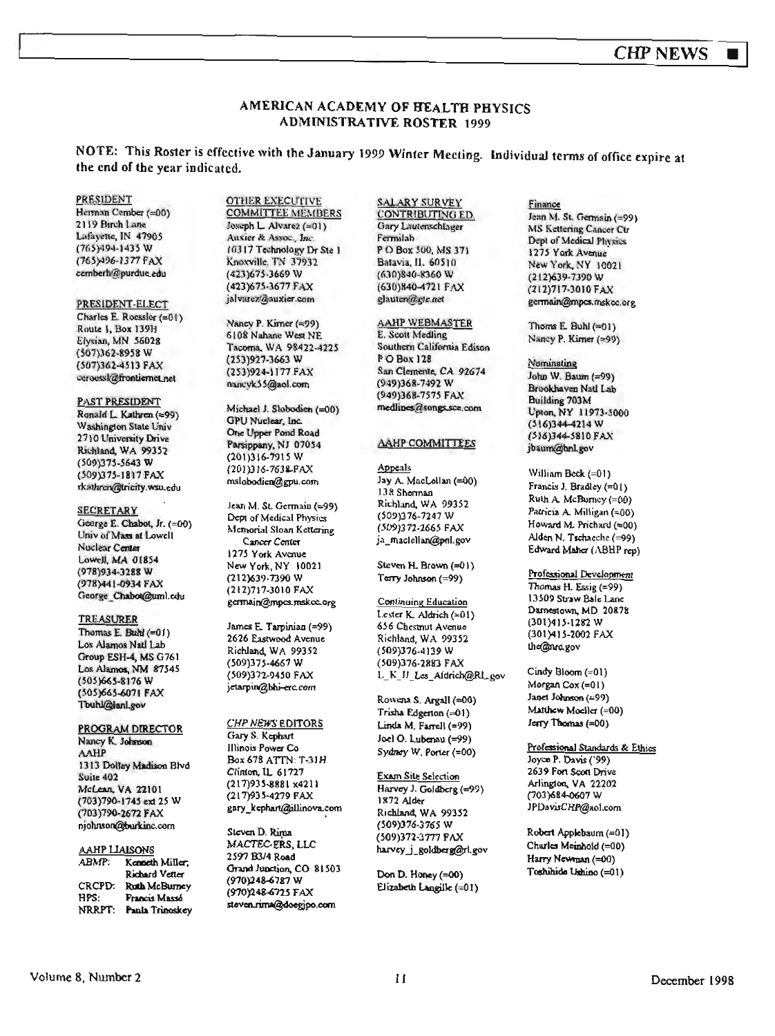# AMERICAN ACADEMY OF HEALTH PHYSICS
## ADMINISTRATIVE ROSTER 1999

**NOTE: This Roster is effective with the January 1999 Winter Meeting. Individual terms of office expire at the end of the year indicated.**

### PRESIDENT

Herman Cember (=00)
2119 Birch Lane
Lafayette, IN 47905
(765)494-1435 W
(765)496-1377 FAX
cemberh@purdue.edu

### PRESIDENT-ELECT

Charles E. Roessler (=01)
Route 1, Box 139H
Elysian, MN 56028
(507)362-8958 W
(507)362-4513 FAX
ceroessl@frontiernet.net

### PAST PRESIDENT

Ronald L. Kathren (=99)
Washington State Univ
2710 University Drive
Richland, WA 99352
(509)375-5643 W
(509)375-1817 FAX
rkathren@tricity.wsu.edu

### SECRETARY

George E. Chabot, Jr. (=00)
Univ of Mass at Lowell
Nuclear Center
Lowell, MA 01854
(978)934-3288 W
(978)441-0934 FAX
George_Chabot@uml.edu

### TREASURER

Thomas E. Buhl (=01)
Los Alamos Natl Lab
Group ESH-4, MS G761
Los Alamos, NM 87545
(505)665-8176 W
(505)665-6071 FAX
Tbuhl@lanl.gov

### PROGRAM DIRECTOR

Nancy K. Johnson
AAHP
1313 Dolley Madison Blvd
Suite 402
McLean, VA 22101
(703)790-1745 ext 25 W
(703)790-2672 FAX
njohnson@burkinc.com

### AAHP LIAISONS

| | |
|---|---|
| ABMP: | Kenneth Miller, Richard Vetter |
| CRCPD: | Ruth McBurney |
| HPS: | Francis Massé |
| NRRPT: | Paula Trinoskey |

### OTHER EXECUTIVE COMMITTEE MEMBERS

Joseph L. Alvarez (=01)
Auxier & Assoc., Inc.
10317 Technology Dr Ste 1
Knoxville, TN 37932
(423)675-3669 W
(423)675-3677 FAX
jalvarez@auxier.com

Nancy P. Kirner (=99)
6108 Nahane West NE
Tacoma, WA 98422-4225
(253)927-3663 W
(253)924-1177 FAX
nancyk55@aol.com

Michael J. Slobodien (=00)
GPU Nuclear, Inc.
One Upper Pond Road
Parsippany, NJ 07054
(201)316-7915 W
(201)316-7638 FAX
mslobodien@gpu.com

Jean M. St. Germain (=99)
Dept of Medical Physics
Memorial Sloan Kettering Cancer Center
1275 York Avenue
New York, NY 10021
(212)639-7390 W
(212)717-3010 FAX
germain@mpcs.mskcc.org

James E. Tarpinian (=99)
2626 Eastwood Avenue
Richland, WA 99352
(509)375-4667 W
(509)372-9450 FAX
jetarpin@bhi-erc.com

### *CHP NEWS* EDITORS

Gary S. Kephart
Illinois Power Co
Box 678 ATTN: T-31H
Clinton, IL 61727
(217)935-8881 x4211
(217)935-4279 FAX
gary_kephart@illinova.com

Steven D. Rima
MACTEC-ERS, LLC
2597 B3/4 Road
Grand Junction, CO 81503
(970)248-6787 W
(970)248-6725 FAX
steven.rima@doegjpo.com

### SALARY SURVEY CONTRIBUTING ED.

Gary Lautenschlager
Fermilab
P O Box 500, MS 371
Batavia, IL 60510
(630)840-8360 W
(630)840-4721 FAX
glauten@gte.net

### AAHP WEBMASTER

E. Scott Medling
Southern California Edison
P O Box 128
San Clemente, CA 92674
(949)368-7492 W
(949)368-7575 FAX
medlines@songs.sce.com

### AAHP COMMITTEES

#### Appeals

Jay A. MacLellan (=00)
138 Sherman
Richland, WA 99352
(509)376-7247 W
(509)372-2665 FAX
ja_maclellan@pnl.gov

Steven H. Brown (=01)
Terry Johnson (=99)

#### Continuing Education

Lester K. Aldrich (=01)
656 Chestnut Avenue
Richland, WA 99352
(509)376-4139 W
(509)376-2883 FAX
L_K_II_Les_Aldrich@RL.gov

Rowena S. Argall (=00)
Trisha Edgerton (=01)
Linda M. Farrell (=99)
Joel O. Lubenau (=99)
Sydney W. Porter (=00)

#### Exam Site Selection

Harvey J. Goldberg (=99)
1872 Alder
Richland, WA 99352
(509)376-3765 W
(509)372-3777 FAX
harvey_j_goldberg@rl.gov

Don D. Honey (=00)
Elizabeth Langille (=01)

#### Finance

Jean M. St. Germain (=99)
MS Kettering Cancer Ctr
Dept of Medical Physics
1275 York Avenue
New York, NY 10021
(212)639-7390 W
(212)717-3010 FAX
germain@mpcs.mskcc.org

Thoms E. Buhl (=01)
Nancy P. Kirner (=99)

#### Nominating

John W. Baum (=99)
Brookhaven Natl Lab
Building 703M
Upton, NY 11973-5000
(516)344-4214 W
(516)344-5810 FAX
jbaum@bnl.gov

William Beck (=01)
Francis J. Bradley (=01)
Ruth A. McBurney (=00)
Patricia A. Milligan (=00)
Howard M. Prichard (=00)
Alden N. Tschaeche (=99)
Edward Maher (ABHP rep)

#### Professional Development

Thomas H. Essig (=99)
13509 Straw Bale Lane
Darnestown, MD 20878
(301)415-1282 W
(301)415-2002 FAX
the@nrc.gov

Cindy Bloom (=01)
Morgan Cox (=01)
Janet Johnson (=99)
Matthew Moeller (=00)
Jerry Thomas (=00)

#### Professional Standards & Ethics

Joyce P. Davis ('99)
2639 Fort Scott Drive
Arlington, VA 22202
(703)684-0607 W
JPDavisCHP@aol.com

Robert Applebaum (=01)
Charles Meinhold (=00)
Harry Newman (=00)
Toshihide Ushino (=01)